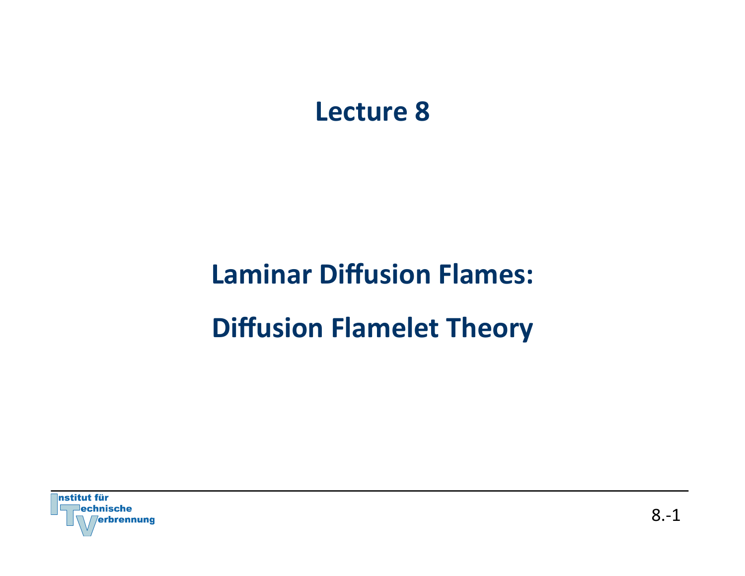# Lecture 8

## Laminar Diffusion Flames:

## Diffusion Flamelet Theory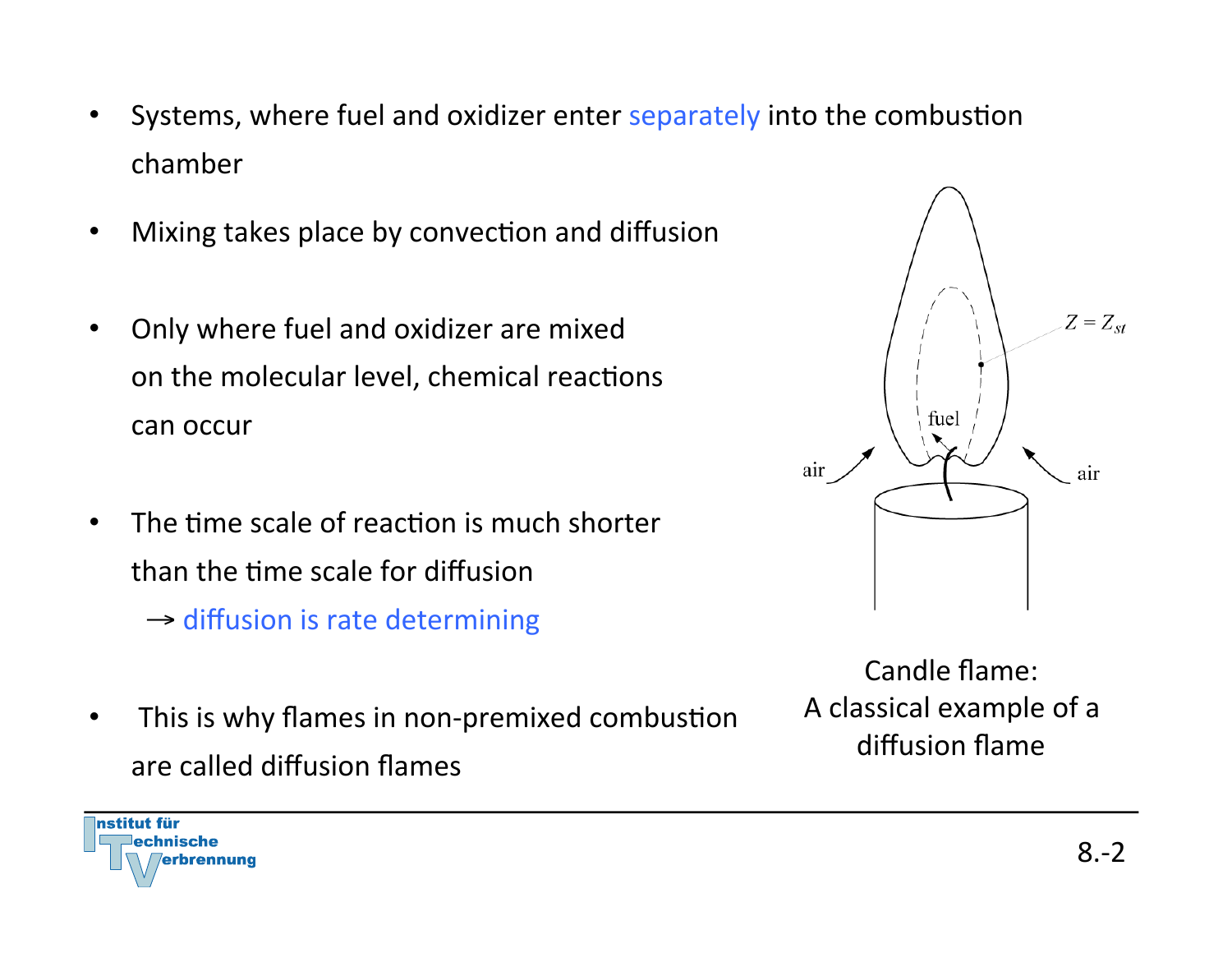- Systems, where fuel and oxidizer enter separately into the combustion chamber
- Mixing takes place by convection and diffusion
- Only where fuel and oxidizer are mixed on the molecular level, chemical reactions can occur
- The time scale of reaction is much shorter than the time scale for diffusion

  → diffusion is rate determining

- This is why flames in non-premixed combustion are called diffusion flames

Candle flame:
A classical example of a diffusion flame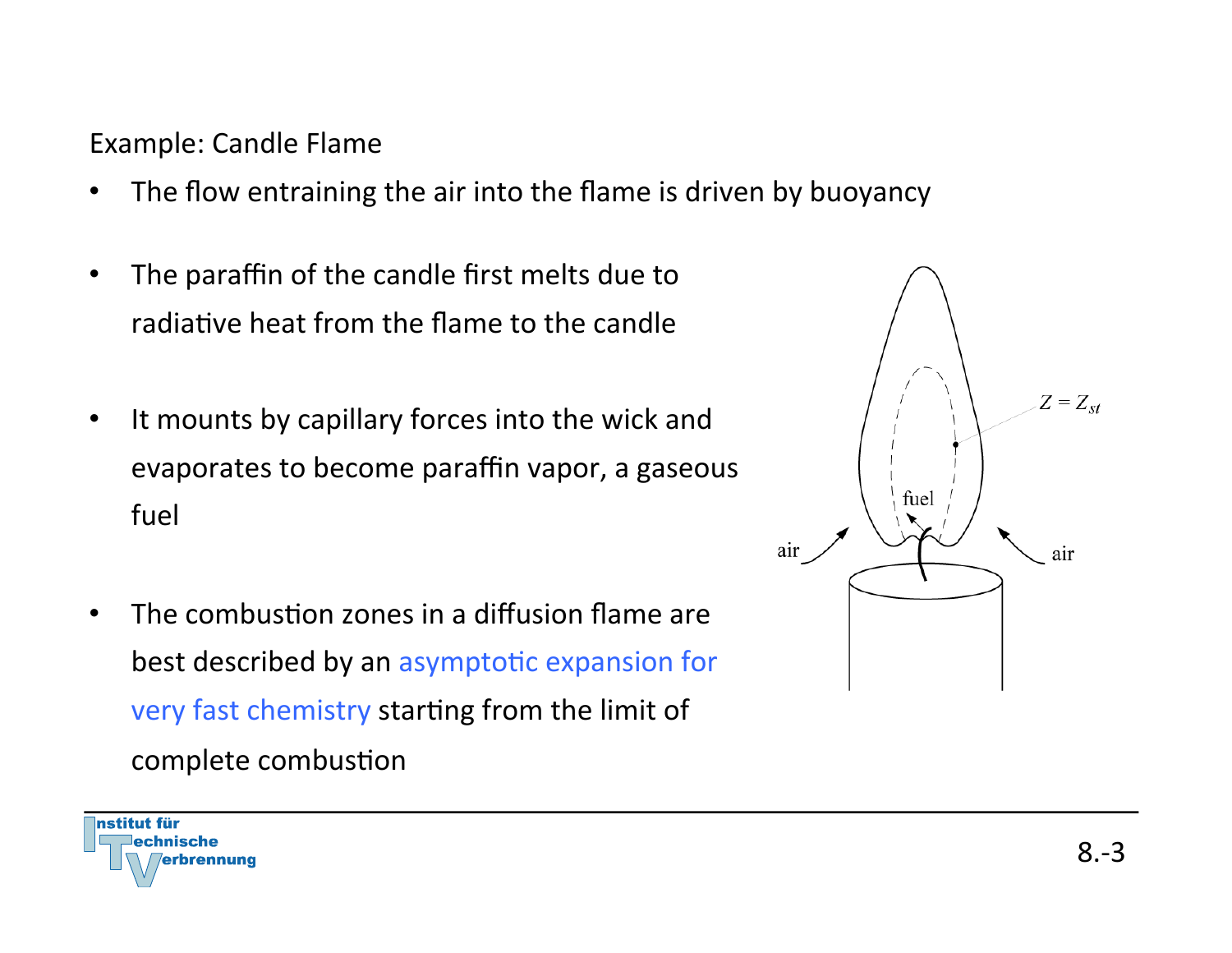Example: Candle Flame

- The flow entraining the air into the flame is driven by buoyancy
- The paraffin of the candle first melts due to radiative heat from the flame to the candle
- It mounts by capillary forces into the wick and evaporates to become paraffin vapor, a gaseous fuel
- The combustion zones in a diffusion flame are best described by an asymptotic expansion for very fast chemistry starting from the limit of complete combustion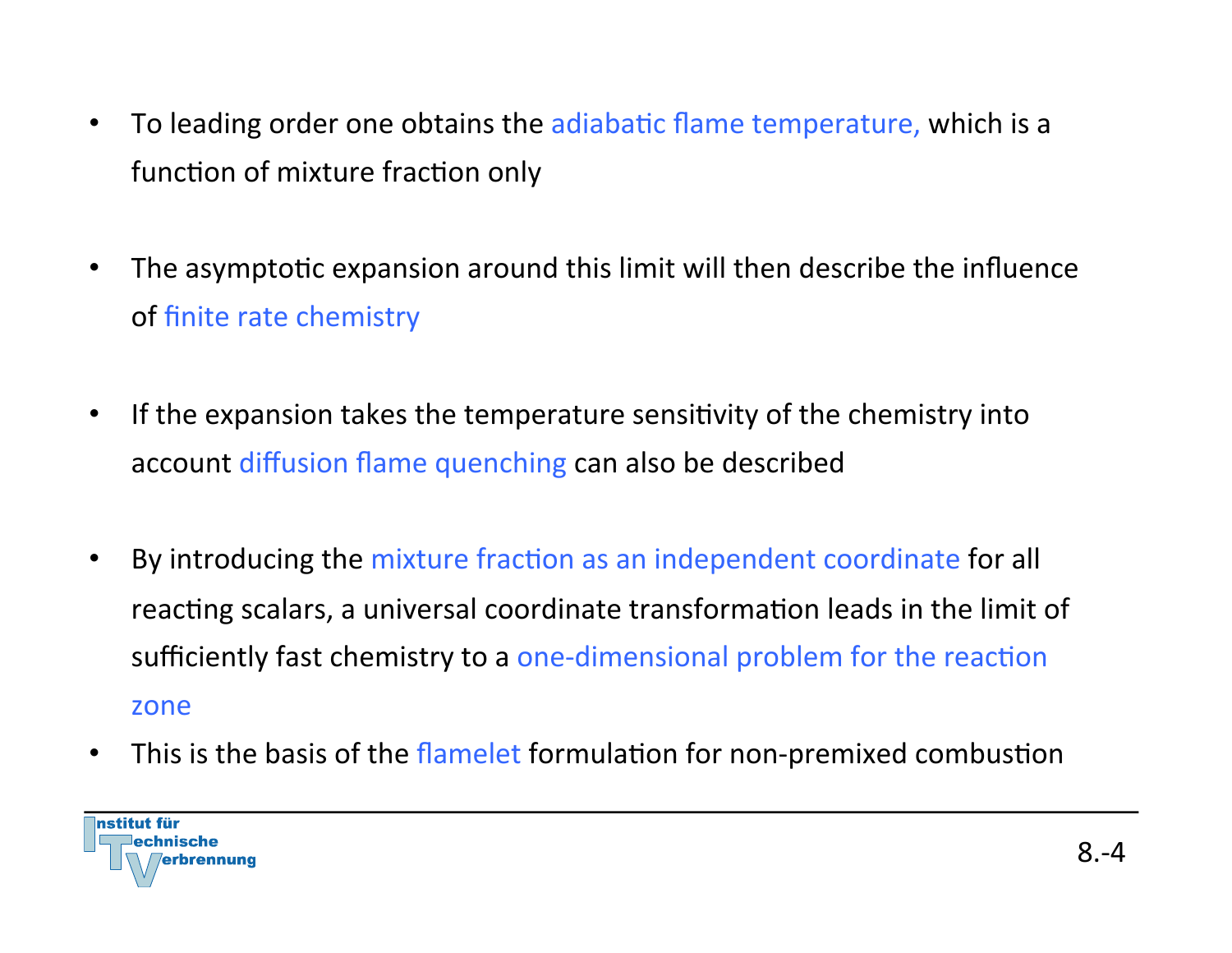- To leading order one obtains the adiabatic flame temperature, which is a function of mixture fraction only

- The asymptotic expansion around this limit will then describe the influence of finite rate chemistry

- If the expansion takes the temperature sensitivity of the chemistry into account diffusion flame quenching can also be described

- By introducing the mixture fraction as an independent coordinate for all reacting scalars, a universal coordinate transformation leads in the limit of sufficiently fast chemistry to a one-dimensional problem for the reaction zone
- This is the basis of the flamelet formulation for non-premixed combustion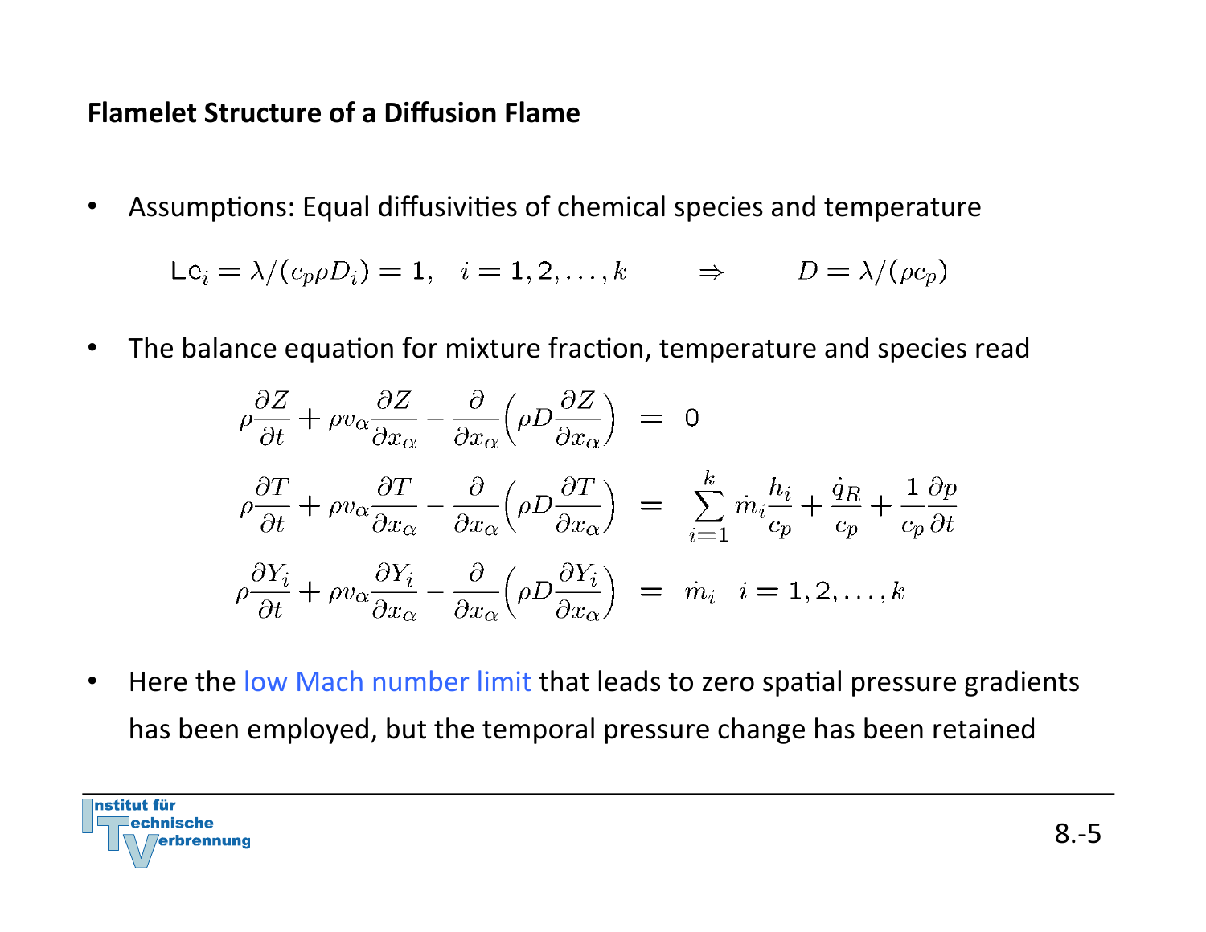## Flamelet Structure of a Diffusion Flame

- Assumptions: Equal diffusivities of chemical species and temperature

$$\mathrm{Le}_i = \lambda/(c_p \rho D_i) = 1, \quad i = 1, 2, \ldots, k \qquad \Rightarrow \qquad D = \lambda/(\rho c_p)$$

- The balance equation for mixture fraction, temperature and species read

$$\rho \frac{\partial Z}{\partial t} + \rho v_\alpha \frac{\partial Z}{\partial x_\alpha} - \frac{\partial}{\partial x_\alpha}\left(\rho D \frac{\partial Z}{\partial x_\alpha}\right) = 0$$

$$\rho \frac{\partial T}{\partial t} + \rho v_\alpha \frac{\partial T}{\partial x_\alpha} - \frac{\partial}{\partial x_\alpha}\left(\rho D \frac{\partial T}{\partial x_\alpha}\right) = \sum_{i=1}^{k} \dot{m}_i \frac{h_i}{c_p} + \frac{\dot{q}_R}{c_p} + \frac{1}{c_p}\frac{\partial p}{\partial t}$$

$$\rho \frac{\partial Y_i}{\partial t} + \rho v_\alpha \frac{\partial Y_i}{\partial x_\alpha} - \frac{\partial}{\partial x_\alpha}\left(\rho D \frac{\partial Y_i}{\partial x_\alpha}\right) = \dot{m}_i \quad i = 1, 2, \ldots, k$$

- Here the low Mach number limit that leads to zero spatial pressure gradients has been employed, but the temporal pressure change has been retained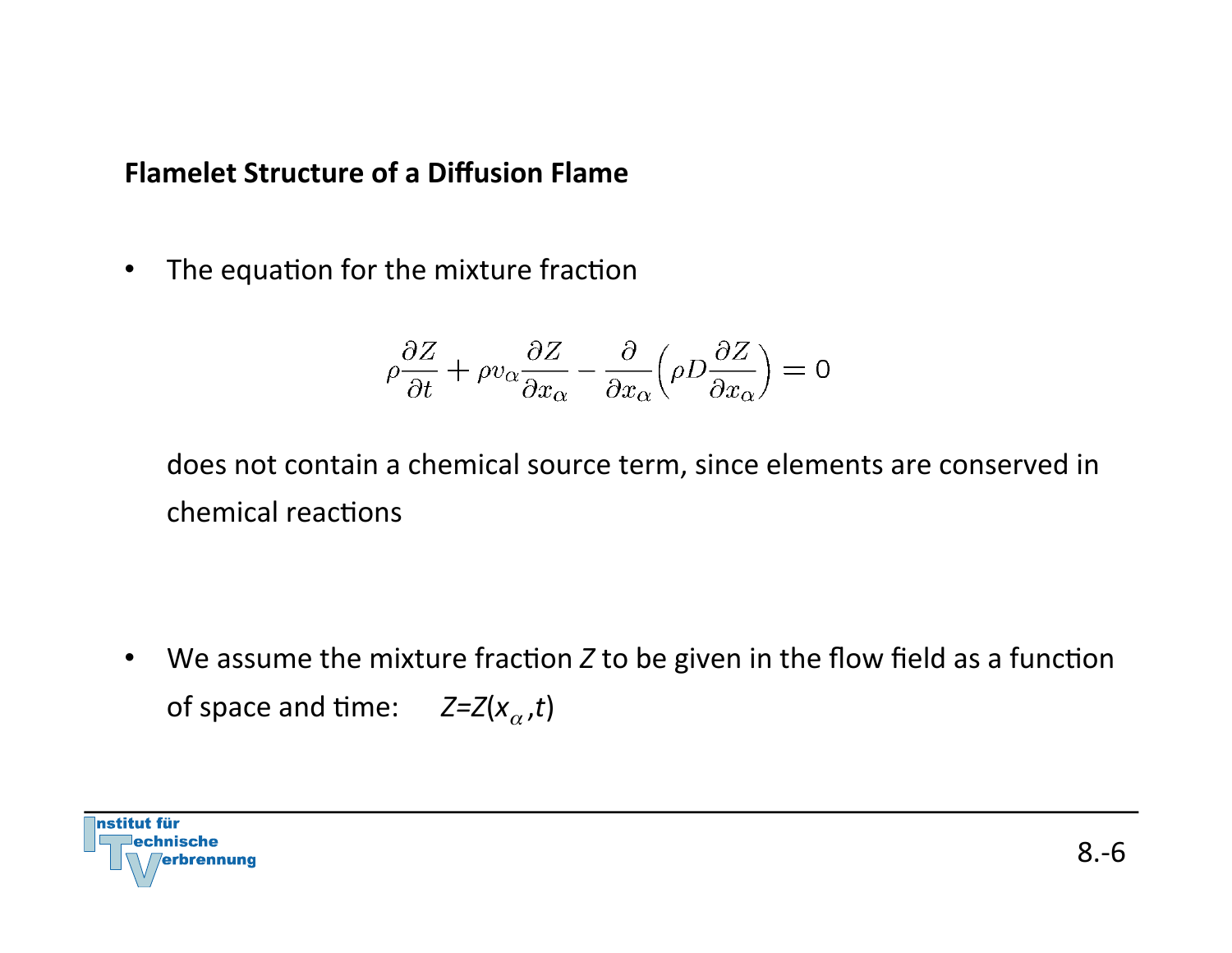## Flamelet Structure of a Diffusion Flame

- The equation for the mixture fraction

$$\rho\frac{\partial Z}{\partial t} + \rho v_\alpha \frac{\partial Z}{\partial x_\alpha} - \frac{\partial}{\partial x_\alpha}\left(\rho D \frac{\partial Z}{\partial x_\alpha}\right) = 0$$

  does not contain a chemical source term, since elements are conserved in chemical reactions

- We assume the mixture fraction $Z$ to be given in the flow field as a function of space and time: $Z=Z(x_\alpha,t)$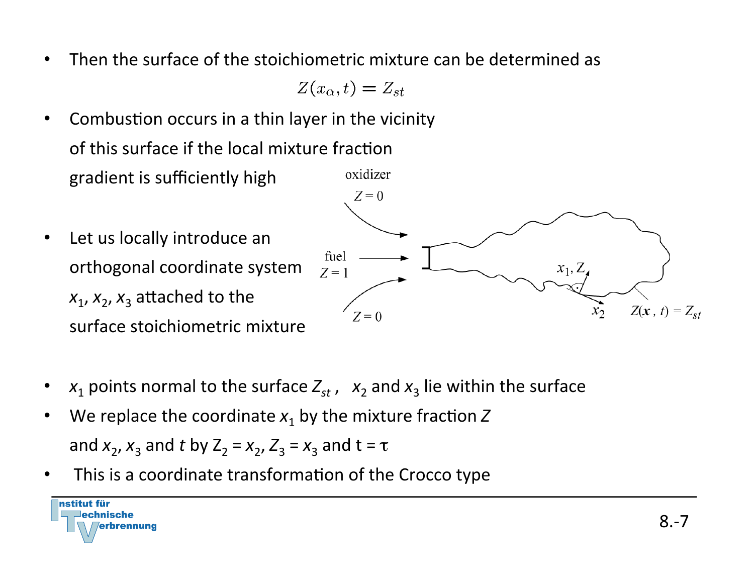- Then the surface of the stoichiometric mixture can be determined as

$$Z(x_\alpha, t) = Z_{st}$$

- Combustion occurs in a thin layer in the vicinity of this surface if the local mixture fraction gradient is sufficiently high

- Let us locally introduce an orthogonal coordinate system $x_1$, $x_2$, $x_3$ attached to the surface stoichiometric mixture

- $x_1$ points normal to the surface $Z_{st}$, $x_2$ and $x_3$ lie within the surface
- We replace the coordinate $x_1$ by the mixture fraction $Z$ and $x_2$, $x_3$ and $t$ by $Z_2 = x_2$, $Z_3 = x_3$ and $t = \tau$
- This is a coordinate transformation of the Crocco type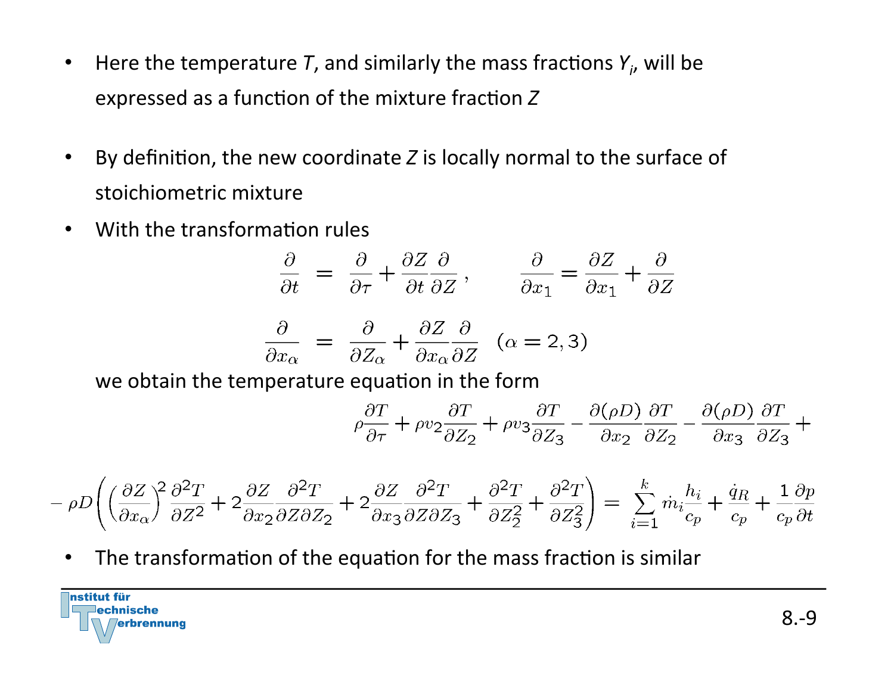- Here the temperature $T$, and similarly the mass fractions $Y_i$, will be expressed as a function of the mixture fraction $Z$

- By definition, the new coordinate $Z$ is locally normal to the surface of stoichiometric mixture
- With the transformation rules

$$\frac{\partial}{\partial t} = \frac{\partial}{\partial \tau} + \frac{\partial Z}{\partial t}\frac{\partial}{\partial Z}\,, \qquad \frac{\partial}{\partial x_1} = \frac{\partial Z}{\partial x_1} + \frac{\partial}{\partial Z}$$

$$\frac{\partial}{\partial x_\alpha} = \frac{\partial}{\partial Z_\alpha} + \frac{\partial Z}{\partial x_\alpha}\frac{\partial}{\partial Z} \quad (\alpha = 2, 3)$$

we obtain the temperature equation in the form

$$\rho\frac{\partial T}{\partial \tau} + \rho v_2 \frac{\partial T}{\partial Z_2} + \rho v_3 \frac{\partial T}{\partial Z_3} - \frac{\partial(\rho D)}{\partial x_2}\frac{\partial T}{\partial Z_2} - \frac{\partial(\rho D)}{\partial x_3}\frac{\partial T}{\partial Z_3} +$$

$$-\rho D\left(\left(\frac{\partial Z}{\partial x_\alpha}\right)^2 \frac{\partial^2 T}{\partial Z^2} + 2\frac{\partial Z}{\partial x_2}\frac{\partial^2 T}{\partial Z \partial Z_2} + 2\frac{\partial Z}{\partial x_3}\frac{\partial^2 T}{\partial Z \partial Z_3} + \frac{\partial^2 T}{\partial Z_2^2} + \frac{\partial^2 T}{\partial Z_3^2}\right) = \sum_{i=1}^{k} \dot{m}_i \frac{h_i}{c_p} + \frac{\dot{q}_R}{c_p} + \frac{1}{c_p}\frac{\partial p}{\partial t}$$

- The transformation of the equation for the mass fraction is similar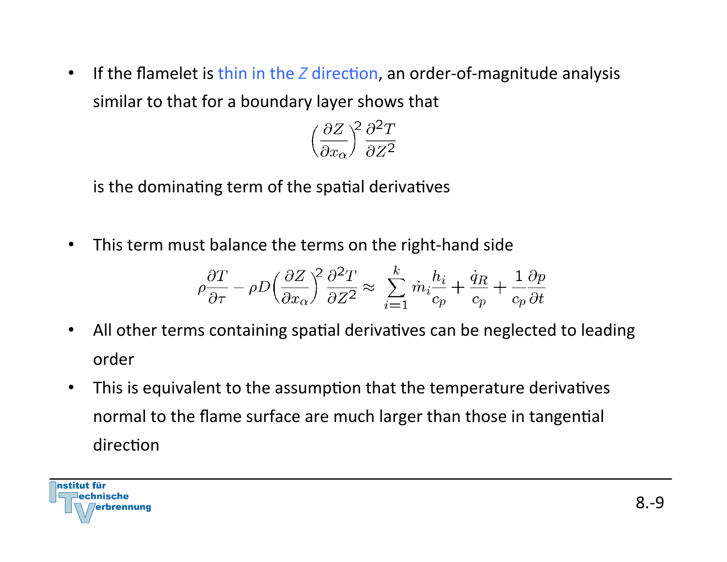- If the flamelet is thin in the $Z$ direction, an order-of-magnitude analysis similar to that for a boundary layer shows that

$$\left(\frac{\partial Z}{\partial x_\alpha}\right)^2 \frac{\partial^2 T}{\partial Z^2}$$

  is the dominating term of the spatial derivatives

- This term must balance the terms on the right-hand side

$$\rho \frac{\partial T}{\partial \tau} - \rho D \left(\frac{\partial Z}{\partial x_\alpha}\right)^2 \frac{\partial^2 T}{\partial Z^2} \approx \sum_{i=1}^{k} \dot{m}_i \frac{h_i}{c_p} + \frac{\dot{q}_R}{c_p} + \frac{1}{c_p}\frac{\partial p}{\partial t}$$

- All other terms containing spatial derivatives can be neglected to leading order
- This is equivalent to the assumption that the temperature derivatives normal to the flame surface are much larger than those in tangential direction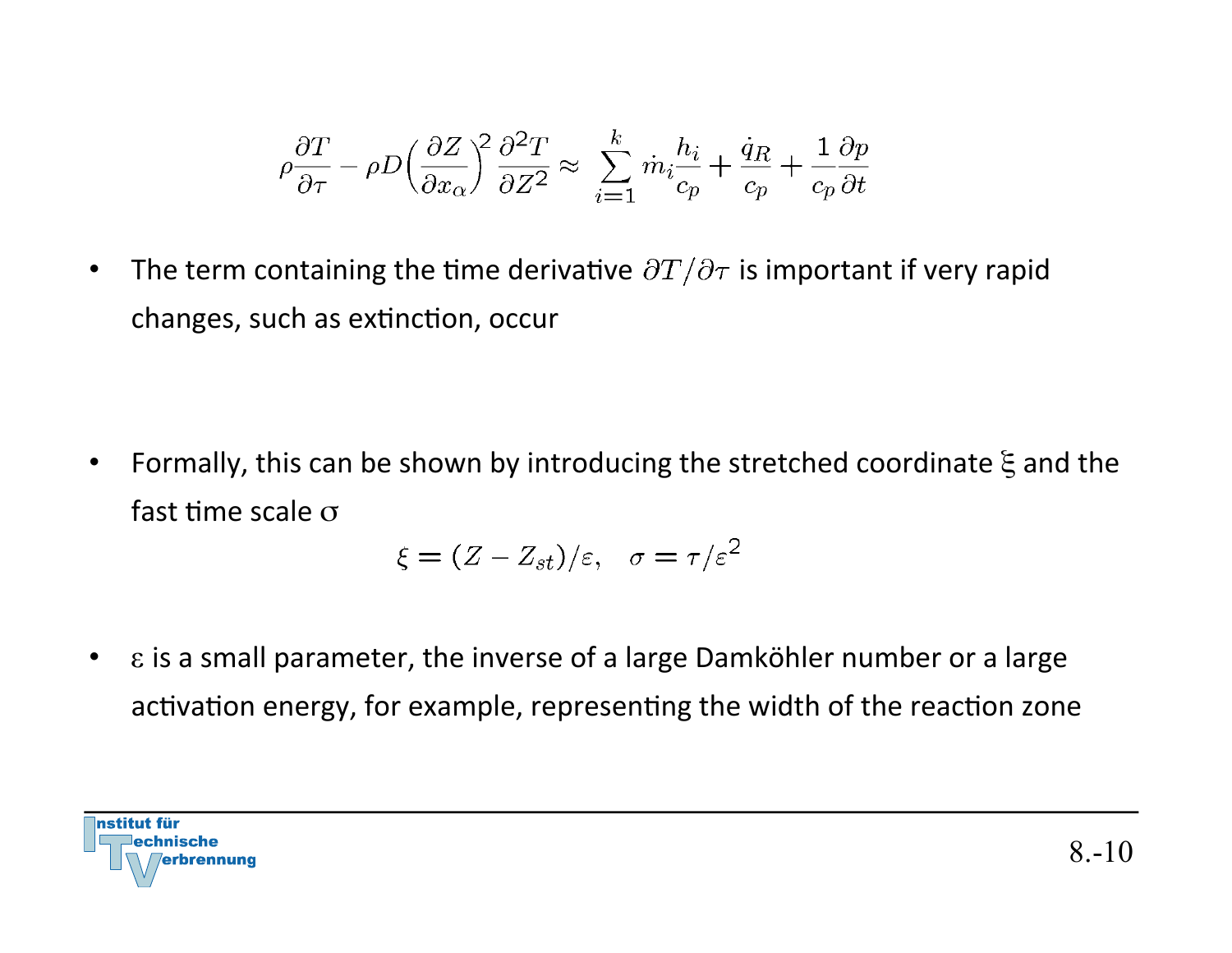$$\rho \frac{\partial T}{\partial \tau} - \rho D \left( \frac{\partial Z}{\partial x_\alpha} \right)^2 \frac{\partial^2 T}{\partial Z^2} \approx \sum_{i=1}^{k} \dot{m}_i \frac{h_i}{c_p} + \frac{\dot{q}_R}{c_p} + \frac{1}{c_p} \frac{\partial p}{\partial t}$$

- The term containing the time derivative $\partial T / \partial \tau$ is important if very rapid changes, such as extinction, occur

- Formally, this can be shown by introducing the stretched coordinate $\xi$ and the fast time scale $\sigma$

$$\xi = (Z - Z_{st})/\varepsilon, \quad \sigma = \tau / \varepsilon^2$$

- $\varepsilon$ is a small parameter, the inverse of a large Damköhler number or a large activation energy, for example, representing the width of the reaction zone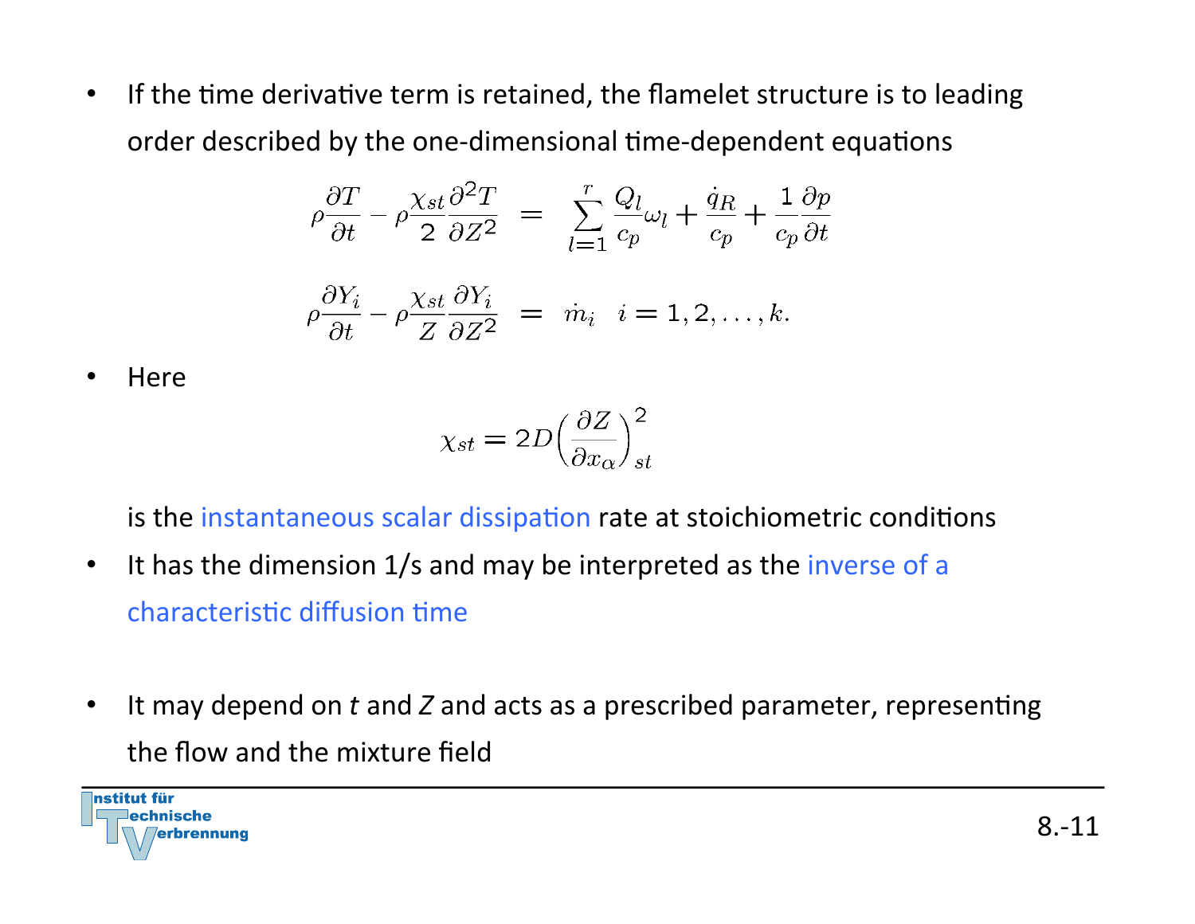- If the time derivative term is retained, the flamelet structure is to leading order described by the one-dimensional time-dependent equations

$$
\begin{aligned}
\rho \frac{\partial T}{\partial t} - \rho \frac{\chi_{st}}{2} \frac{\partial^2 T}{\partial Z^2} &= \sum_{l=1}^{r} \frac{Q_l}{c_p} \omega_l + \frac{\dot{q}_R}{c_p} + \frac{1}{c_p} \frac{\partial p}{\partial t} \\
\rho \frac{\partial Y_i}{\partial t} - \rho \frac{\chi_{st}}{Z} \frac{\partial Y_i}{\partial Z^2} &= \dot{m}_i \quad i = 1, 2, \ldots, k.
\end{aligned}
$$

- Here

$$
\chi_{st} = 2D \left( \frac{\partial Z}{\partial x_\alpha} \right)^2_{st}
$$

  is the instantaneous scalar dissipation rate at stoichiometric conditions

- It has the dimension 1/s and may be interpreted as the inverse of a characteristic diffusion time

- It may depend on *t* and *Z* and acts as a prescribed parameter, representing the flow and the mixture field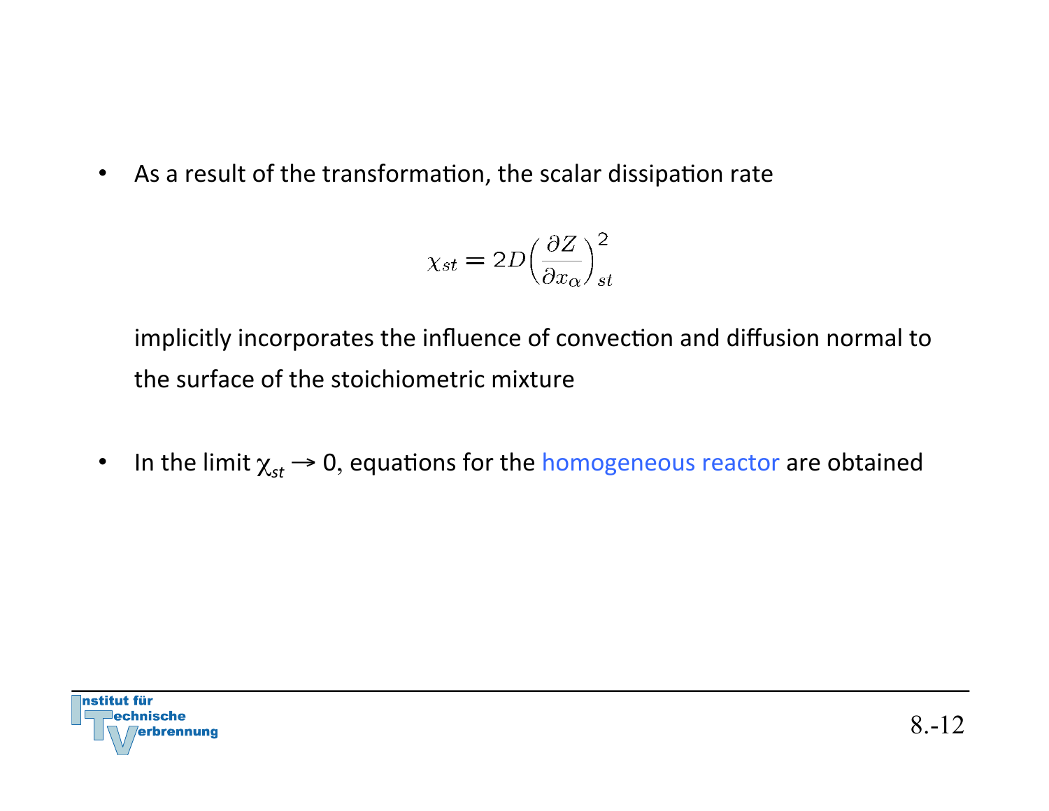- As a result of the transformation, the scalar dissipation rate

$$\chi_{st} = 2D\left(\frac{\partial Z}{\partial x_\alpha}\right)^2_{st}$$

  implicitly incorporates the influence of convection and diffusion normal to the surface of the stoichiometric mixture

- In the limit $\chi_{st} \rightarrow 0$, equations for the homogeneous reactor are obtained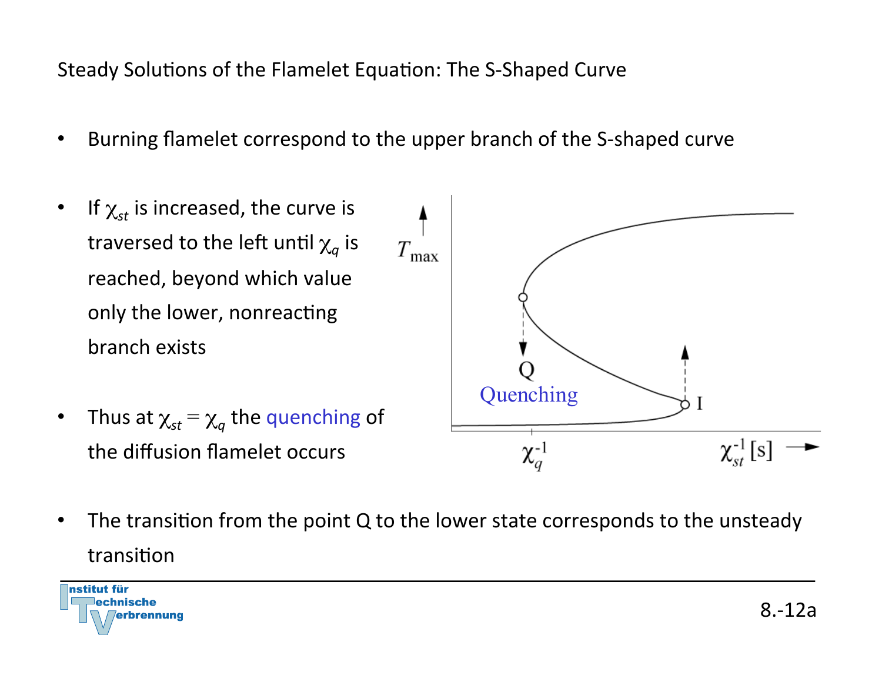# Steady Solutions of the Flamelet Equation: The S-Shaped Curve

- Burning flamelet correspond to the upper branch of the S-shaped curve

- If $\chi_{st}$ is increased, the curve is traversed to the left until $\chi_q$ is reached, beyond which value only the lower, nonreacting branch exists

- Thus at $\chi_{st} = \chi_q$ the quenching of the diffusion flamelet occurs

- The transition from the point Q to the lower state corresponds to the unsteady transition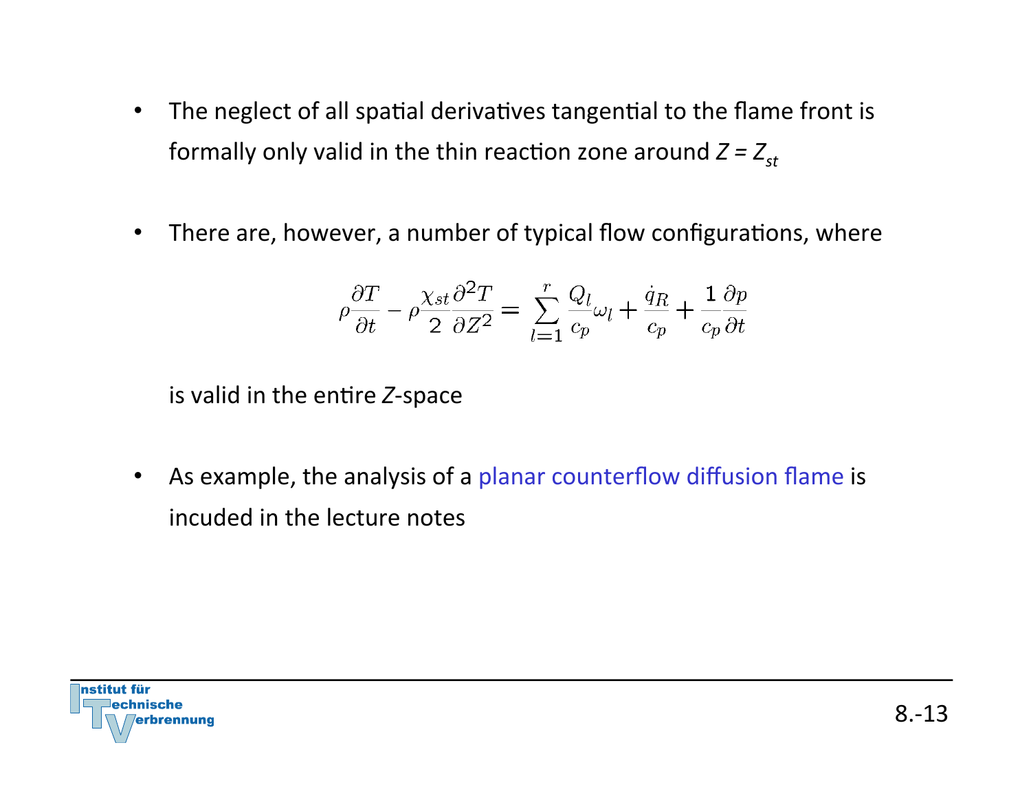- The neglect of all spatial derivatives tangential to the flame front is formally only valid in the thin reaction zone around $Z = Z_{st}$

- There are, however, a number of typical flow configurations, where

$$\rho \frac{\partial T}{\partial t} - \rho \frac{\chi_{st}}{2} \frac{\partial^2 T}{\partial Z^2} = \sum_{l=1}^{r} \frac{Q_l}{c_p} \omega_l + \frac{\dot{q}_R}{c_p} + \frac{1}{c_p} \frac{\partial p}{\partial t}$$

  is valid in the entire $Z$-space

- As example, the analysis of a planar counterflow diffusion flame is incuded in the lecture notes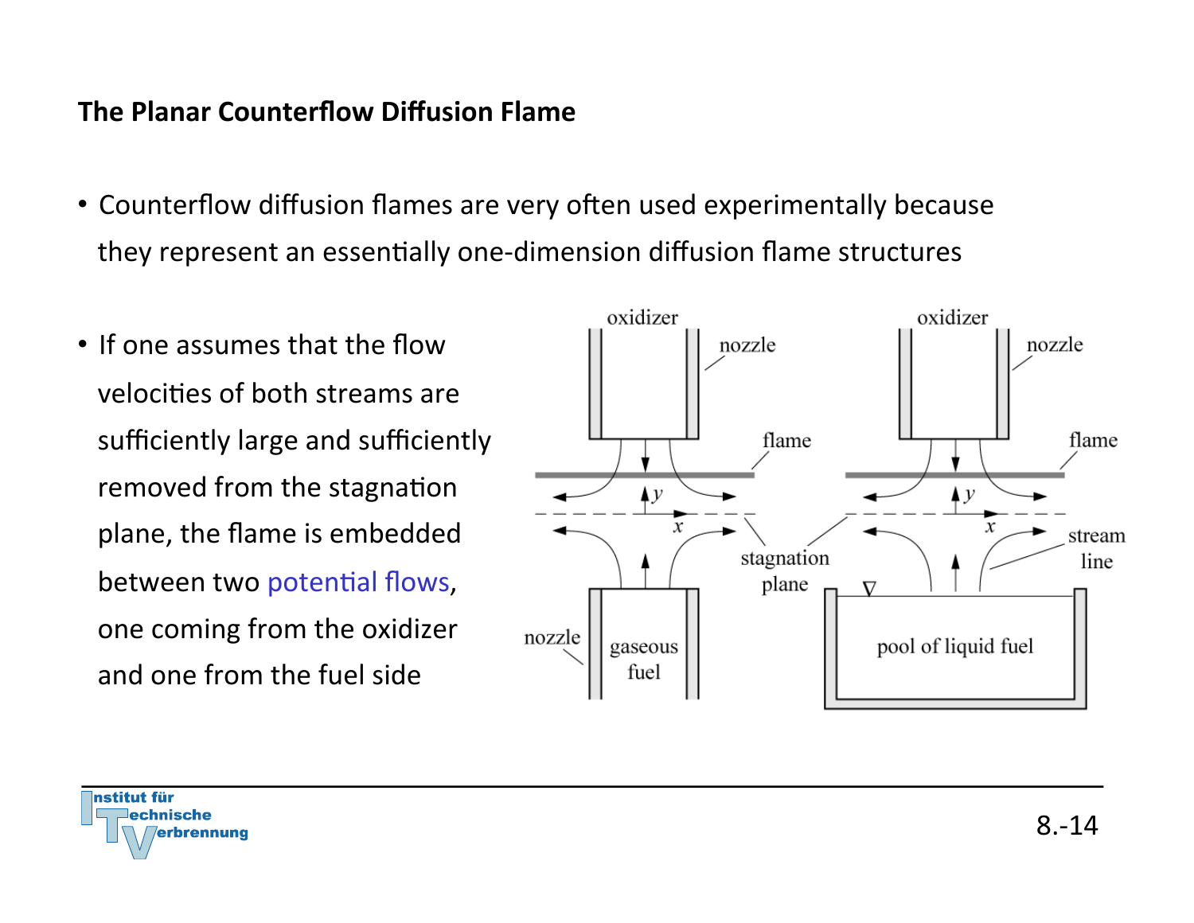## The Planar Counterflow Diffusion Flame

- Counterflow diffusion flames are very often used experimentally because they represent an essentially one-dimension diffusion flame structures

- If one assumes that the flow velocities of both streams are sufficiently large and sufficiently removed from the stagnation plane, the flame is embedded between two potential flows, one coming from the oxidizer and one from the fuel side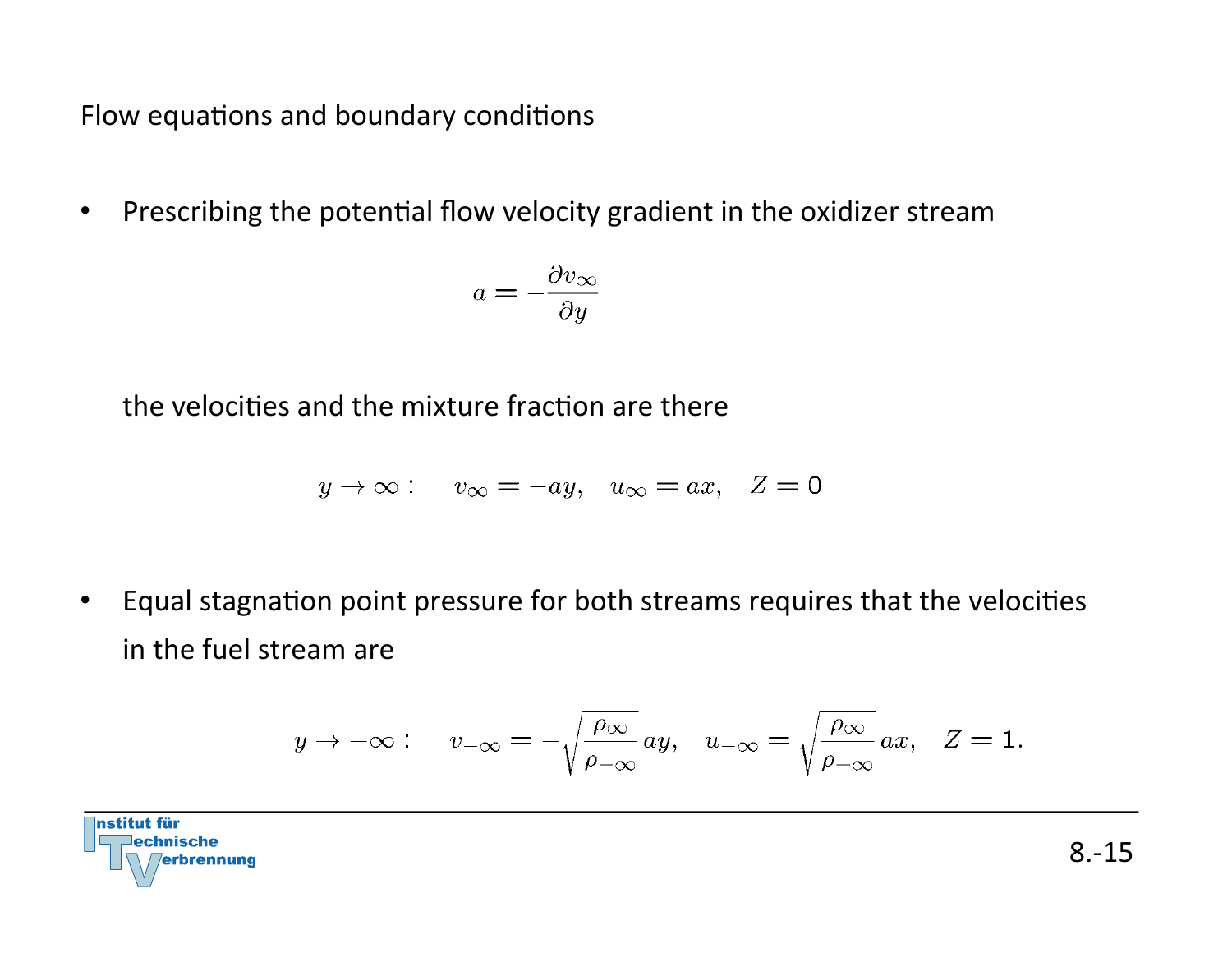Flow equations and boundary conditions

- Prescribing the potential flow velocity gradient in the oxidizer stream

$$a = -\frac{\partial v_\infty}{\partial y}$$

the velocities and the mixture fraction are there

$$y \to \infty: \quad v_\infty = -ay, \quad u_\infty = ax, \quad Z = 0$$

- Equal stagnation point pressure for both streams requires that the velocities in the fuel stream are

$$y \to -\infty: \quad v_{-\infty} = -\sqrt{\frac{\rho_\infty}{\rho_{-\infty}}}\, ay, \quad u_{-\infty} = \sqrt{\frac{\rho_\infty}{\rho_{-\infty}}}\, ax, \quad Z = 1.$$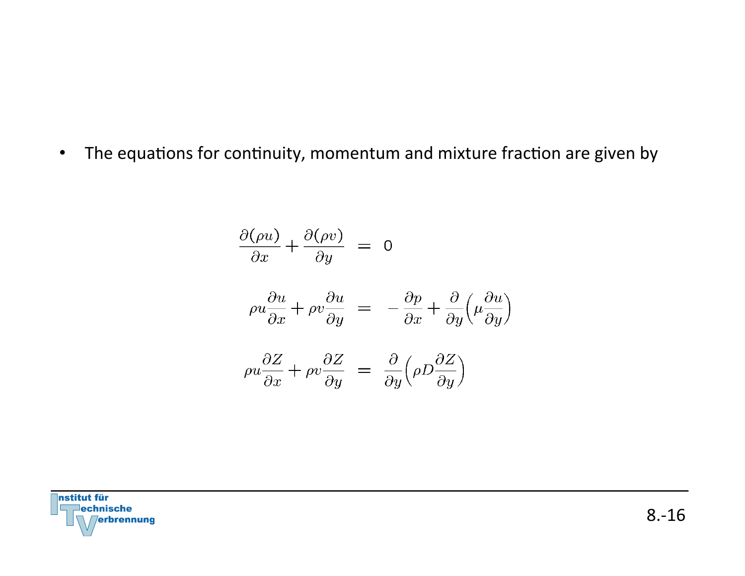- The equations for continuity, momentum and mixture fraction are given by

$$
\begin{aligned}
\frac{\partial(\rho u)}{\partial x} + \frac{\partial(\rho v)}{\partial y} &= 0 \\
\rho u \frac{\partial u}{\partial x} + \rho v \frac{\partial u}{\partial y} &= -\frac{\partial p}{\partial x} + \frac{\partial}{\partial y}\left(\mu \frac{\partial u}{\partial y}\right) \\
\rho u \frac{\partial Z}{\partial x} + \rho v \frac{\partial Z}{\partial y} &= \frac{\partial}{\partial y}\left(\rho D \frac{\partial Z}{\partial y}\right)
\end{aligned}
$$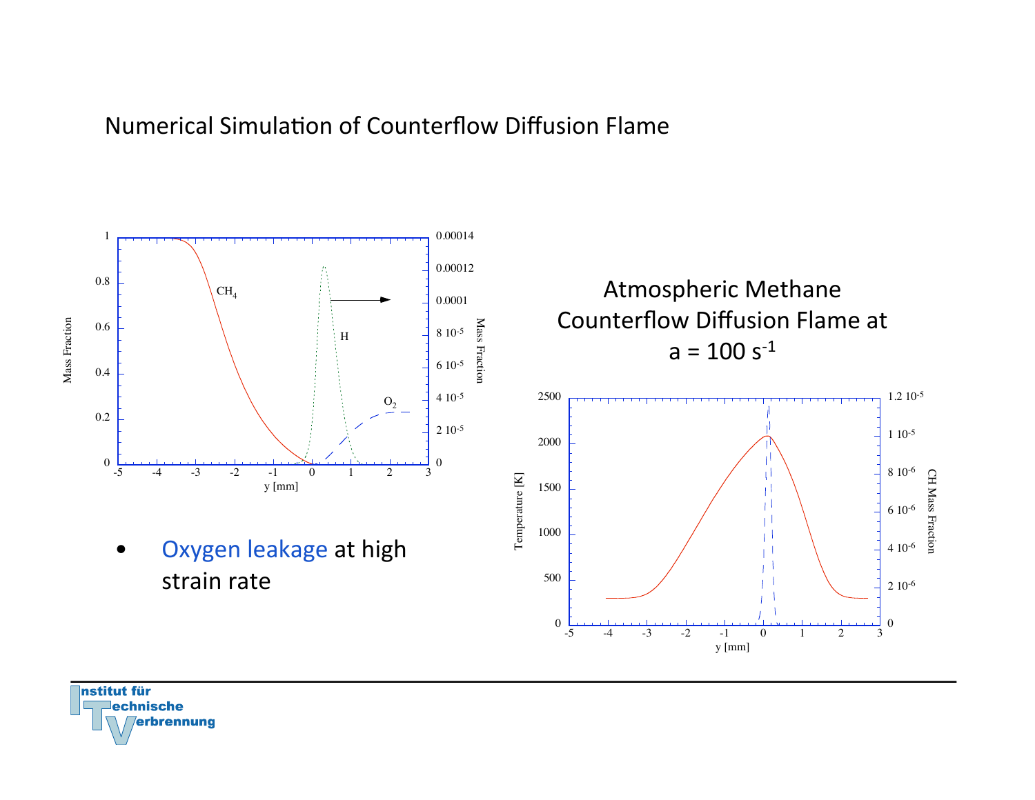# Numerical Simulation of Counterflow Diffusion Flame

Atmospheric Methane Counterflow Diffusion Flame at $a = 100\ s^{-1}$

- Oxygen leakage at high strain rate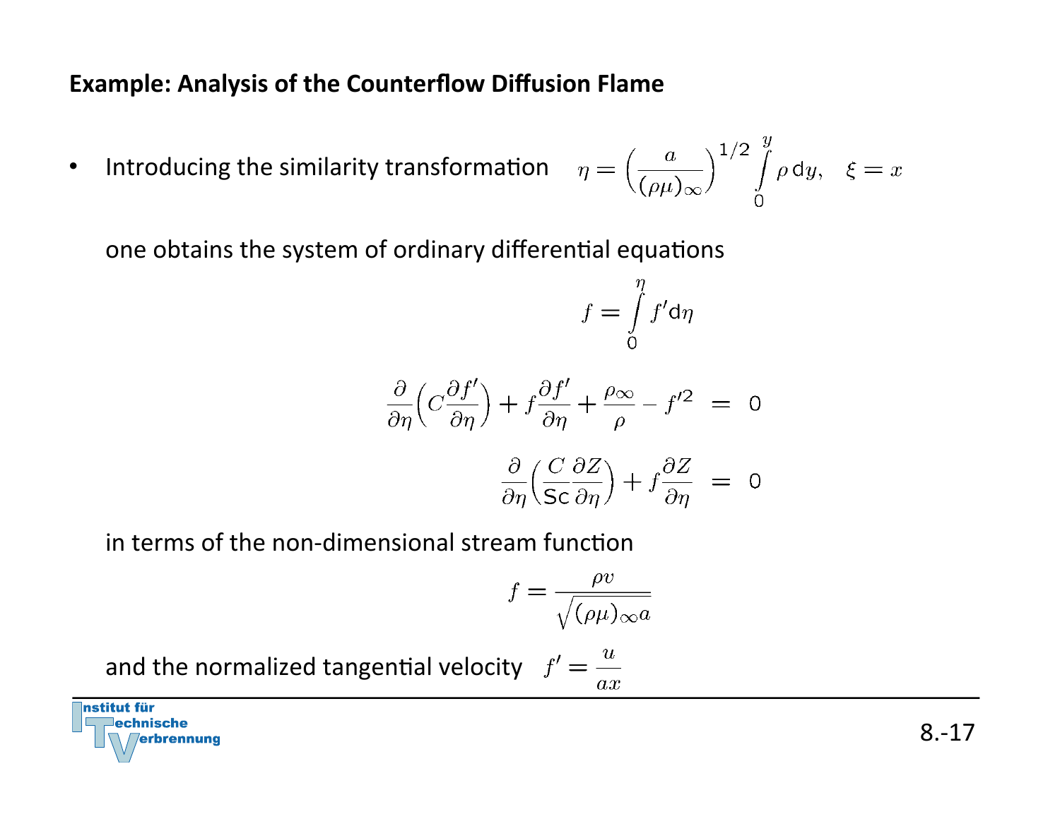**Example: Analysis of the Counterflow Diffusion Flame**

- Introducing the similarity transformation $\eta = \left(\frac{a}{(\rho\mu)_\infty}\right)^{1/2} \int\limits_0^y \rho \, \mathrm{d}y, \quad \xi = x$

  one obtains the system of ordinary differential equations

$$f = \int\limits_0^\eta f' \mathrm{d}\eta$$

$$\frac{\partial}{\partial \eta}\left(C \frac{\partial f'}{\partial \eta}\right) + f \frac{\partial f'}{\partial \eta} + \frac{\rho_\infty}{\rho} - f'^2 = 0$$

$$\frac{\partial}{\partial \eta}\left(\frac{C}{\mathrm{Sc}} \frac{\partial Z}{\partial \eta}\right) + f \frac{\partial Z}{\partial \eta} = 0$$

  in terms of the non-dimensional stream function

$$f = \frac{\rho v}{\sqrt{(\rho\mu)_\infty a}}$$

  and the normalized tangential velocity $f' = \frac{u}{ax}$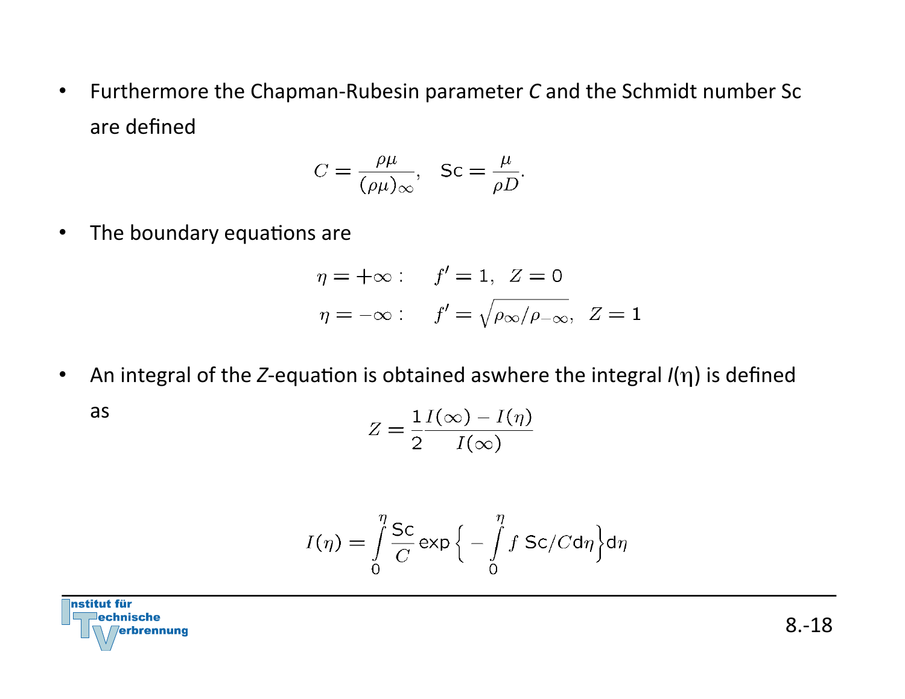- Furthermore the Chapman-Rubesin parameter $C$ and the Schmidt number Sc are defined

$$C = \frac{\rho\mu}{(\rho\mu)_\infty}, \quad \mathrm{Sc} = \frac{\mu}{\rho D}.$$

- The boundary equations are

$$\eta = +\infty: \quad f' = 1, \;\; Z = 0$$

$$\eta = -\infty: \quad f' = \sqrt{\rho_\infty / \rho_{-\infty}}, \;\; Z = 1$$

- An integral of the $Z$-equation is obtained aswhere the integral $I(\eta)$ is defined as

$$Z = \frac{1}{2}\frac{I(\infty) - I(\eta)}{I(\infty)}$$

$$I(\eta) = \int_0^\eta \frac{\mathrm{Sc}}{C} \exp\left\{ - \int_0^\eta f \; \mathrm{Sc}/C \mathrm{d}\eta \right\} \mathrm{d}\eta$$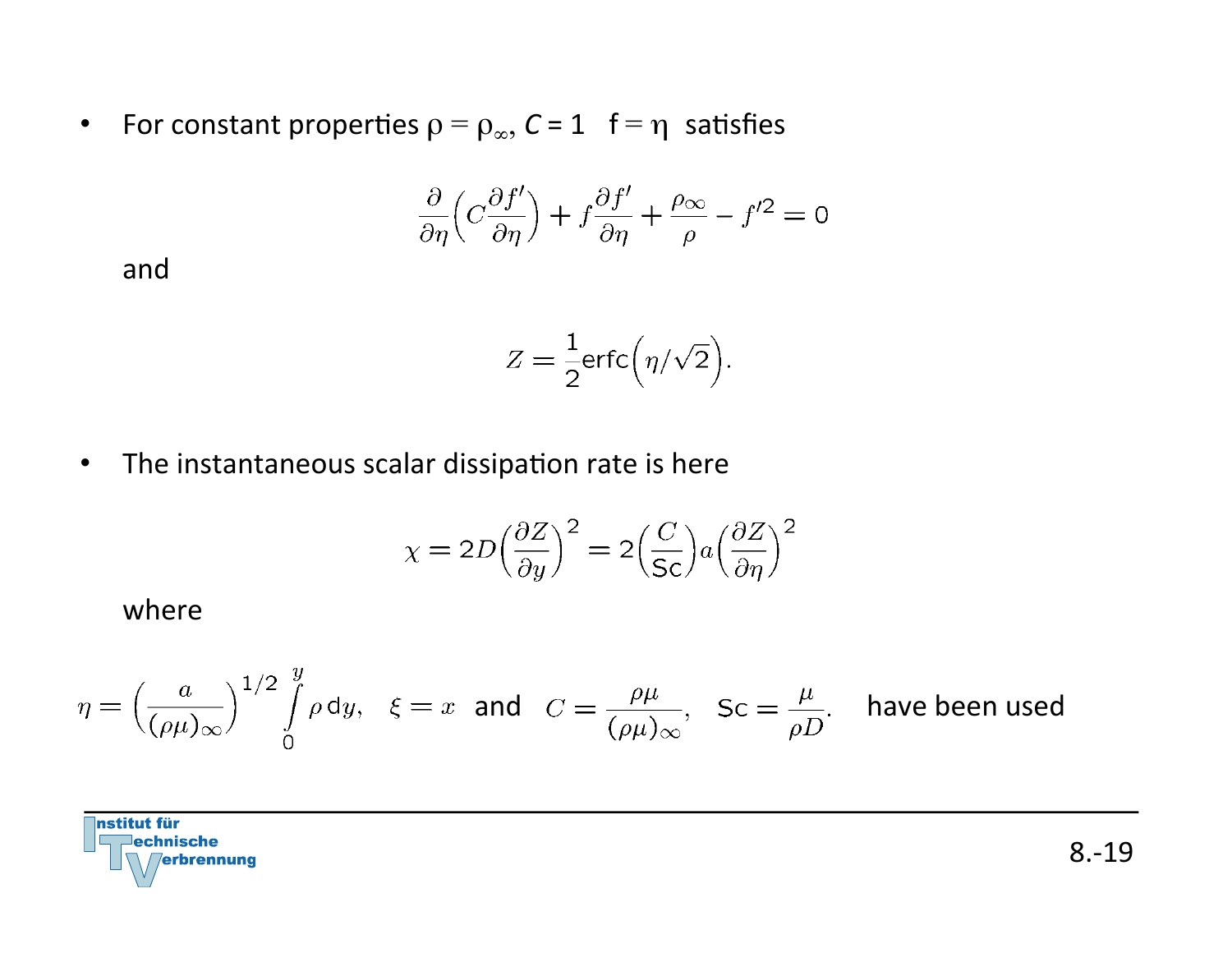- For constant properties $\rho = \rho_\infty$, $C = 1$  $f = \eta$ satisfies

$$\frac{\partial}{\partial \eta}\left(C\frac{\partial f'}{\partial \eta}\right) + f\frac{\partial f'}{\partial \eta} + \frac{\rho_\infty}{\rho} - f'^2 = 0$$

and

$$Z = \frac{1}{2}\text{erfc}\left(\eta/\sqrt{2}\right).$$

- The instantaneous scalar dissipation rate is here

$$\chi = 2D\left(\frac{\partial Z}{\partial y}\right)^2 = 2\left(\frac{C}{\text{Sc}}\right)a\left(\frac{\partial Z}{\partial \eta}\right)^2$$

where

$$\eta = \left(\frac{a}{(\rho\mu)_\infty}\right)^{1/2}\int_0^y \rho\,\mathrm{d}y, \quad \xi = x \quad \text{and} \quad C = \frac{\rho\mu}{(\rho\mu)_\infty}, \quad \text{Sc} = \frac{\mu}{\rho D}. \quad \text{have been used}$$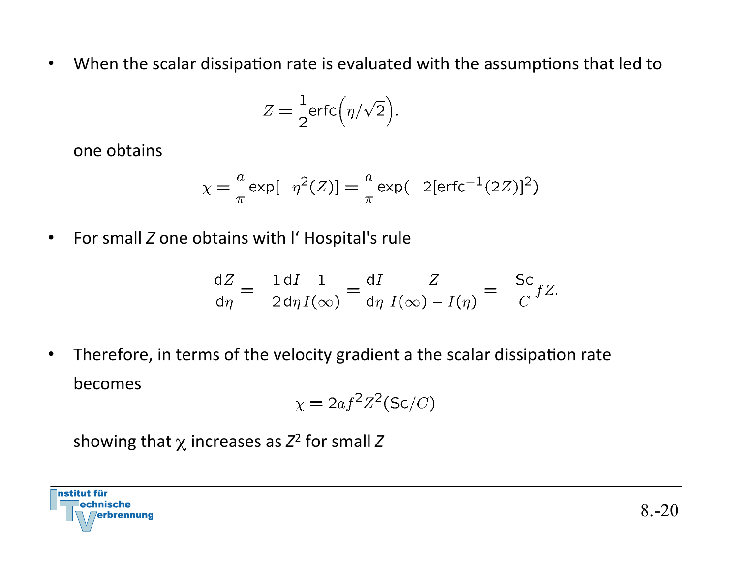- When the scalar dissipation rate is evaluated with the assumptions that led to

$$Z = \frac{1}{2}\mathrm{erfc}\left(\eta/\sqrt{2}\right).$$

one obtains

$$\chi = \frac{a}{\pi}\exp[-\eta^2(Z)] = \frac{a}{\pi}\exp(-2[\mathrm{erfc}^{-1}(2Z)]^2)$$

- For small $Z$ one obtains with l' Hospital's rule

$$\frac{\mathrm{d}Z}{\mathrm{d}\eta} = -\frac{1}{2}\frac{\mathrm{d}I}{\mathrm{d}\eta}\frac{1}{I(\infty)} = \frac{\mathrm{d}I}{\mathrm{d}\eta}\,\frac{Z}{I(\infty) - I(\eta)} = -\frac{\mathrm{Sc}}{C}fZ.$$

- Therefore, in terms of the velocity gradient a the scalar dissipation rate becomes

$$\chi = 2af^2Z^2(\mathrm{Sc}/C)$$

showing that $\chi$ increases as $Z^2$ for small $Z$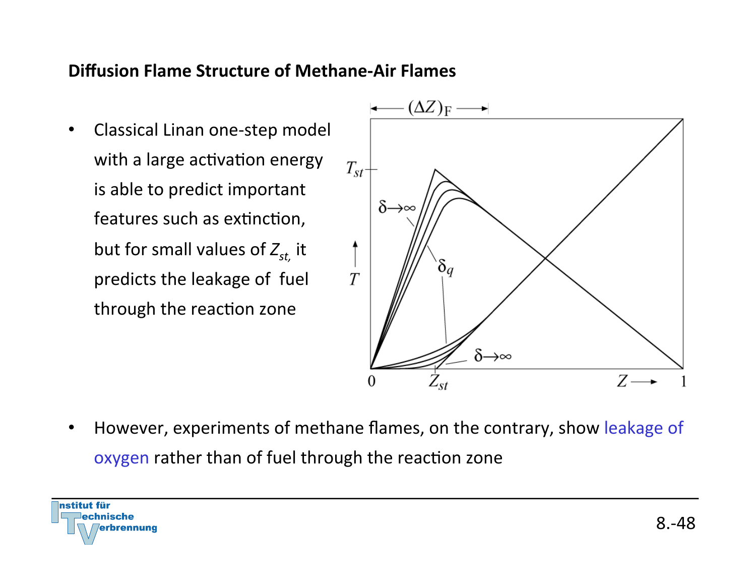## Diffusion Flame Structure of Methane-Air Flames

- Classical Linan one-step model with a large activation energy is able to predict important features such as extinction, but for small values of $Z_{st}$, it predicts the leakage of fuel through the reaction zone

- However, experiments of methane flames, on the contrary, show leakage of oxygen rather than of fuel through the reaction zone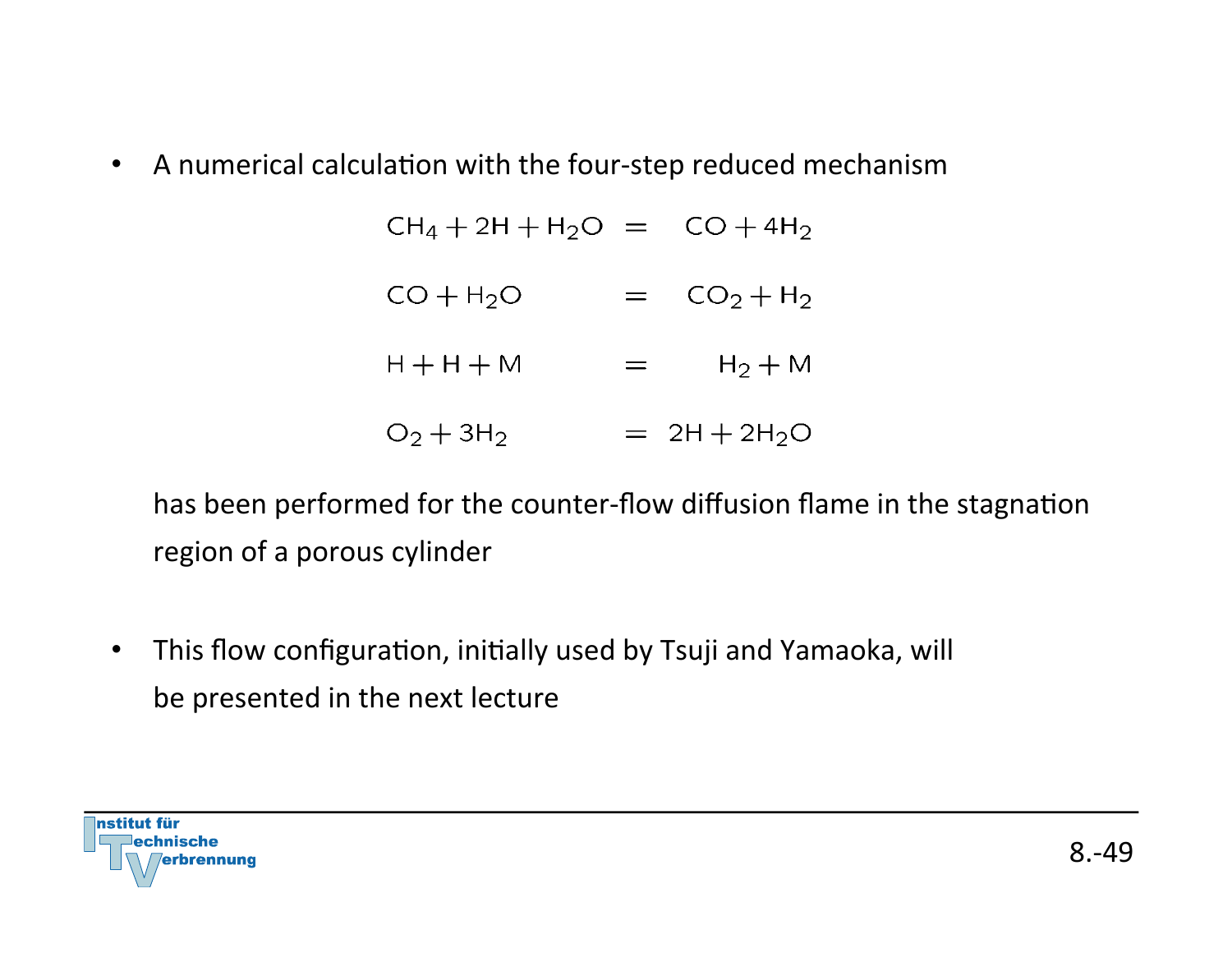- A numerical calculation with the four-step reduced mechanism

$$
\begin{aligned}
CH_4 + 2H + H_2O &= CO + 4H_2 \\
CO + H_2O &= CO_2 + H_2 \\
H + H + M &= H_2 + M \\
O_2 + 3H_2 &= 2H + 2H_2O
\end{aligned}
$$

  has been performed for the counter-flow diffusion flame in the stagnation region of a porous cylinder

- This flow configuration, initially used by Tsuji and Yamaoka, will be presented in the next lecture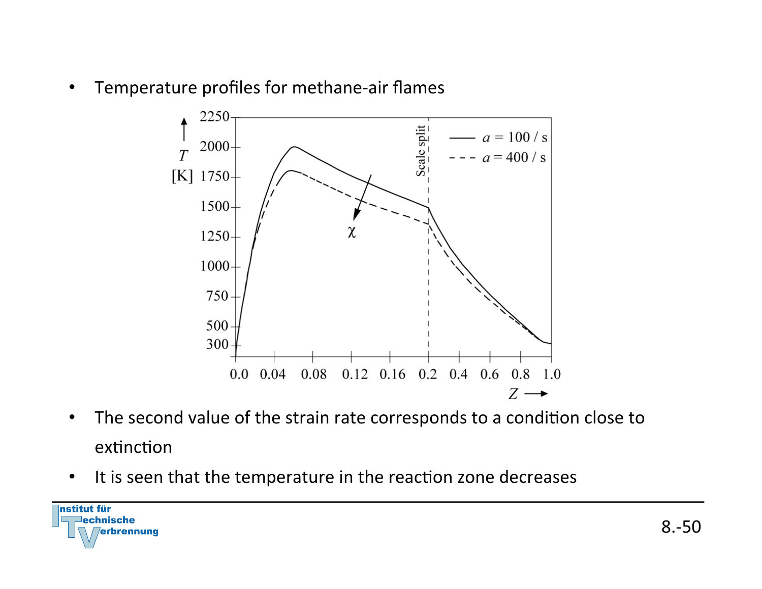- Temperature profiles for methane-air flames

- The second value of the strain rate corresponds to a condition close to extinction
- It is seen that the temperature in the reaction zone decreases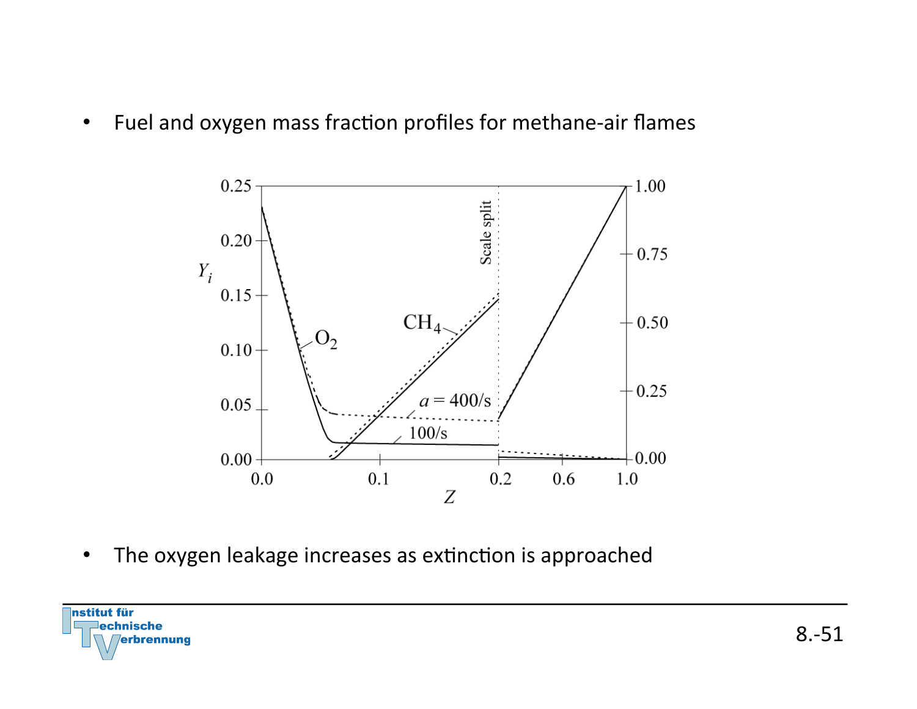- Fuel and oxygen mass fraction profiles for methane-air flames

- The oxygen leakage increases as extinction is approached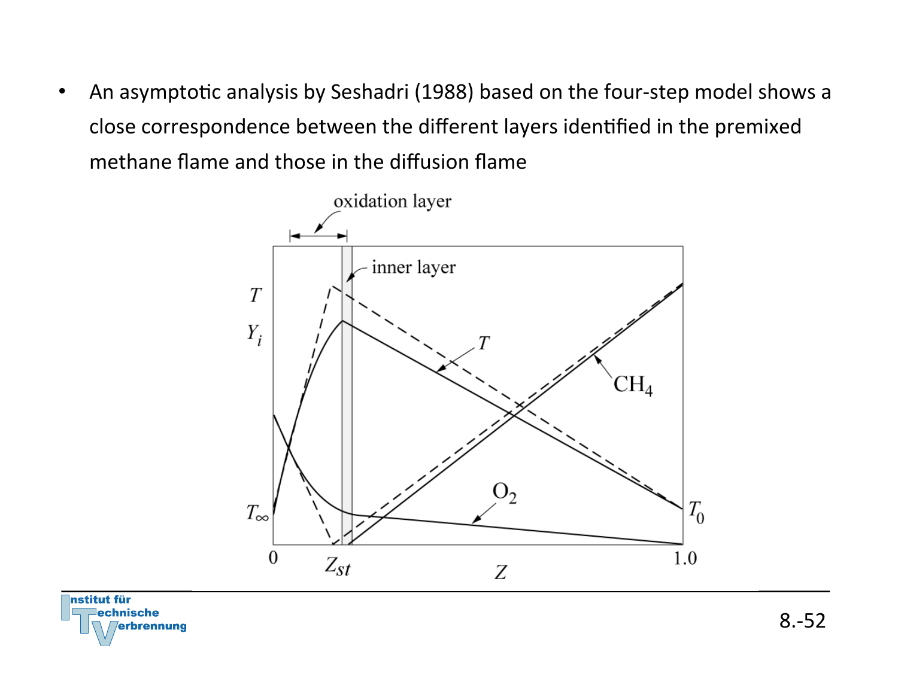- An asymptotic analysis by Seshadri (1988) based on the four-step model shows a close correspondence between the different layers identified in the premixed methane flame and those in the diffusion flame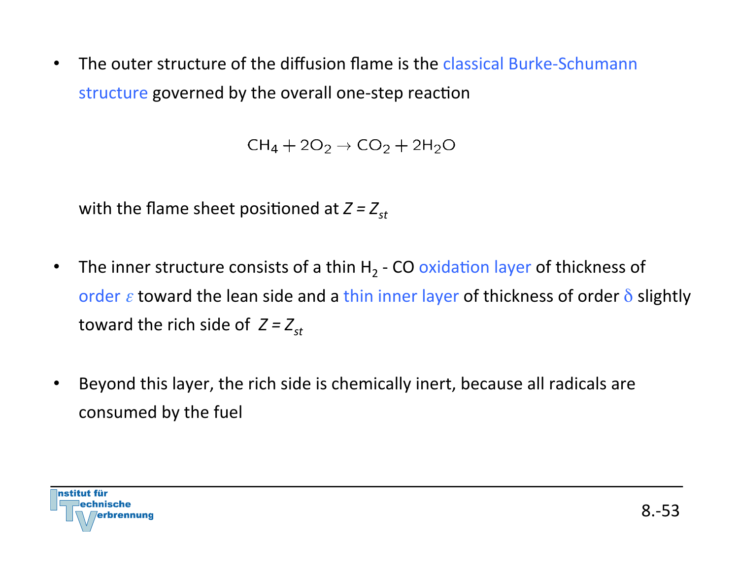- The outer structure of the diffusion flame is the classical Burke-Schumann structure governed by the overall one-step reaction

$$CH_4 + 2O_2 \rightarrow CO_2 + 2H_2O$$

  with the flame sheet positioned at $Z = Z_{st}$

- The inner structure consists of a thin $H_2$ - CO oxidation layer of thickness of order $\varepsilon$ toward the lean side and a thin inner layer of thickness of order $\delta$ slightly toward the rich side of $Z = Z_{st}$

- Beyond this layer, the rich side is chemically inert, because all radicals are consumed by the fuel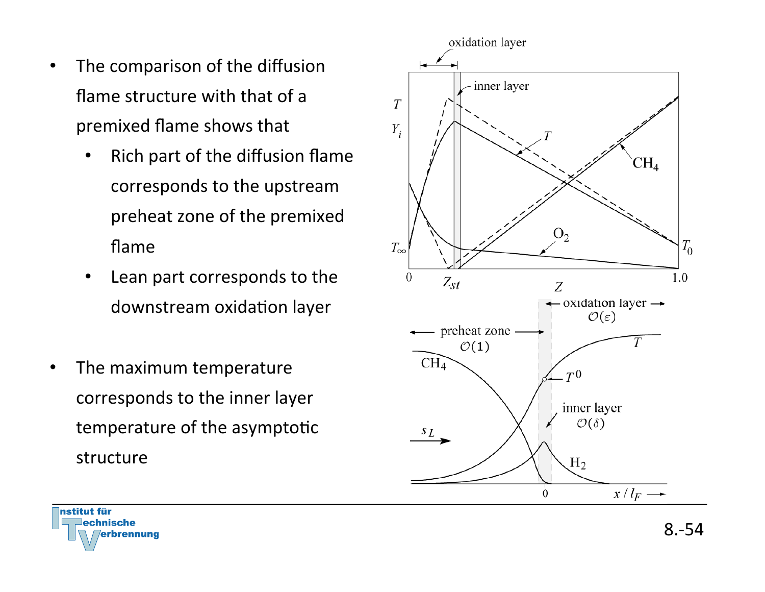- The comparison of the diffusion flame structure with that of a premixed flame shows that
  - Rich part of the diffusion flame corresponds to the upstream preheat zone of the premixed flame
  - Lean part corresponds to the downstream oxidation layer

- The maximum temperature corresponds to the inner layer temperature of the asymptotic structure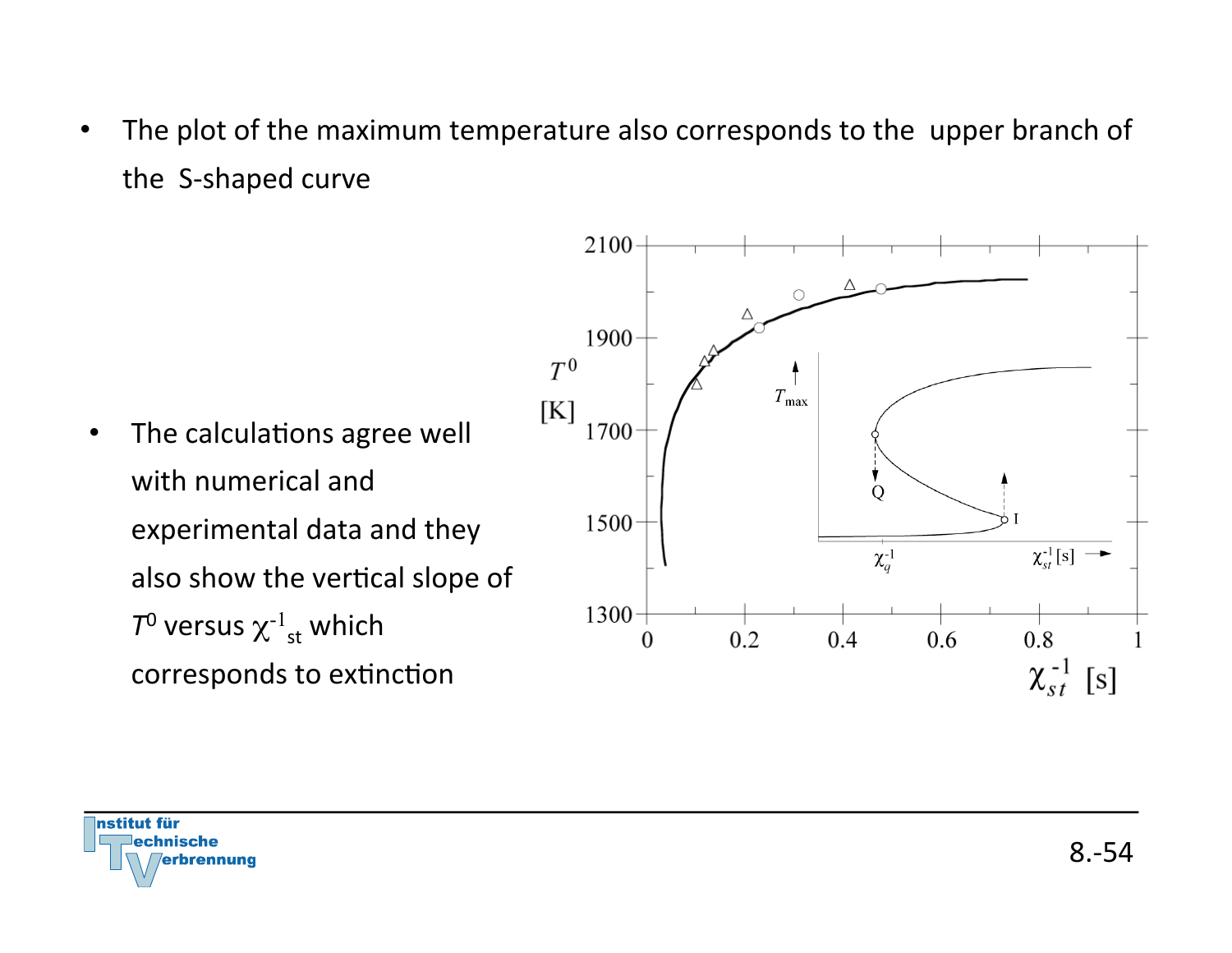- The plot of the maximum temperature also corresponds to the upper branch of the S-shaped curve

- The calculations agree well with numerical and experimental data and they also show the vertical slope of $T^0$ versus $\chi^{-1}_{st}$ which corresponds to extinction

2100
1900
1700
1500
1300
$T^0$
[K]
0
0.2
0.4
0.6
0.8
1
$\chi^{-1}_{st}$ [s]

$T_{max}$
Q
I
$\chi^{-1}_q$
$\chi^{-1}_{st}$ [s]